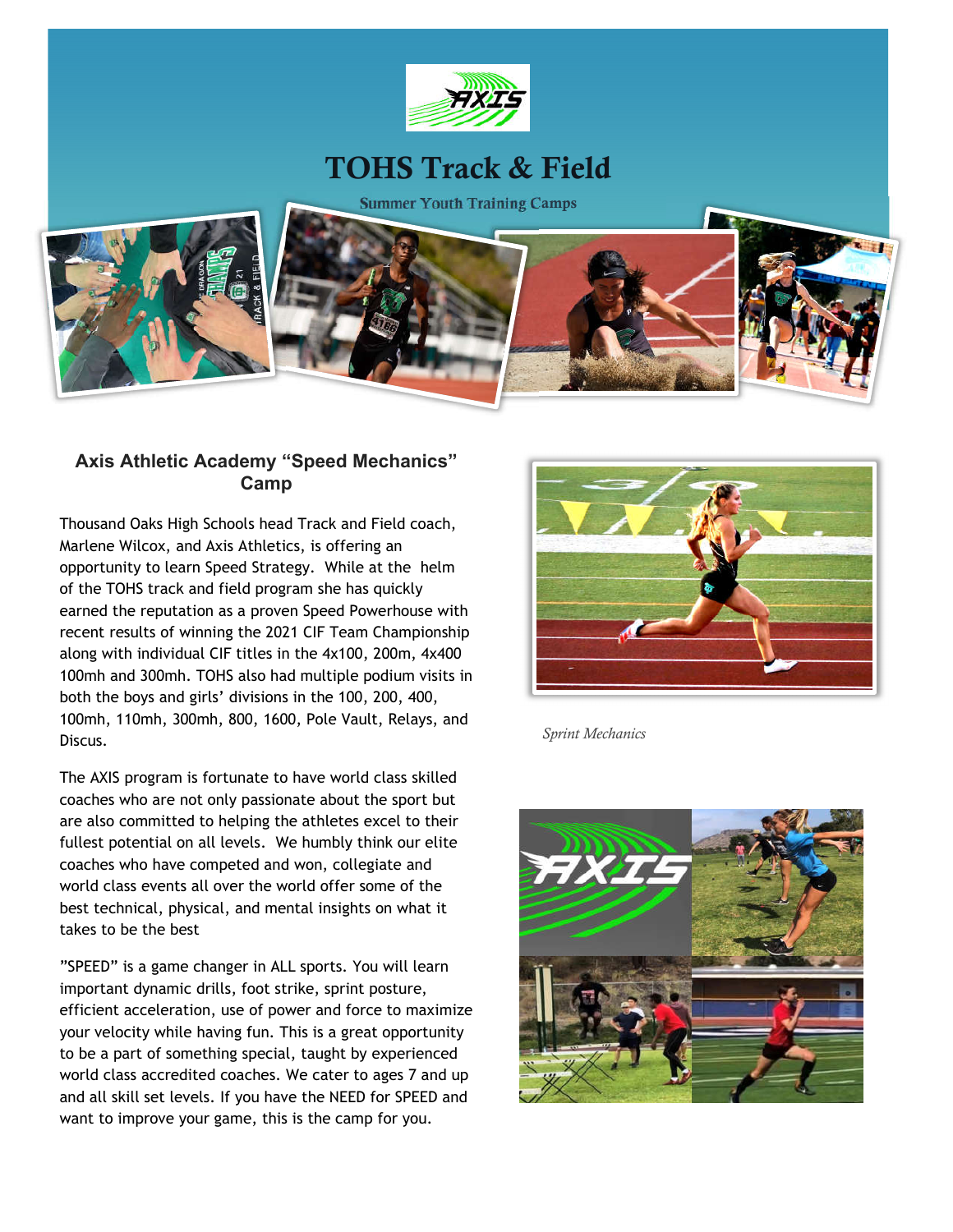# TOHS Track & Field

Summer Youth Training Camps

## Axis Athletic Academy "Speed Mechanics" Camp

Thousand Oaks High Schools head Track and Field coach, Marlene Wilcox, and Axis Athletics, is offering an opportunity to learn Speed Strategy. While at the helm of the TOHS track and field program she has quickly earned the reputation as a proven Speed Powerhouse with recent results of winning the 2021 CIF Team Championship along with individual CIF titles in the 4x100, 200m, 4x400 100mh and 300mh. TOHS also had multiple podium visits in both the boys and girls' divisions in the 100, 200, 400, 100mh, 110mh, 300mh, 800, 1600, Pole Vault, Relays, and Discus.

The AXIS program is fortunate to have world class skilled coaches who are not only passionate about the sport but are also committed to helping the athletes excel to their fullest potential on all levels. We humbly think our elite coaches who have competed and won, collegiate and world class events all over the world offer some of the best technical, physical, and mental insights on what it takes to be the best

"SPEED" is a game changer in ALL sports. You will learn important dynamic drills, foot strike, sprint posture, efficient acceleration, use of power and force to maximize your velocity while having fun. This is a great opportunity to be a part of something special, taught by experienced world class accredited coaches. We cater to ages 7 and up and all skill set levels. If you have the NEED for SPEED and want to improve your game, this is the camp for you.

*Sprint Mechanics*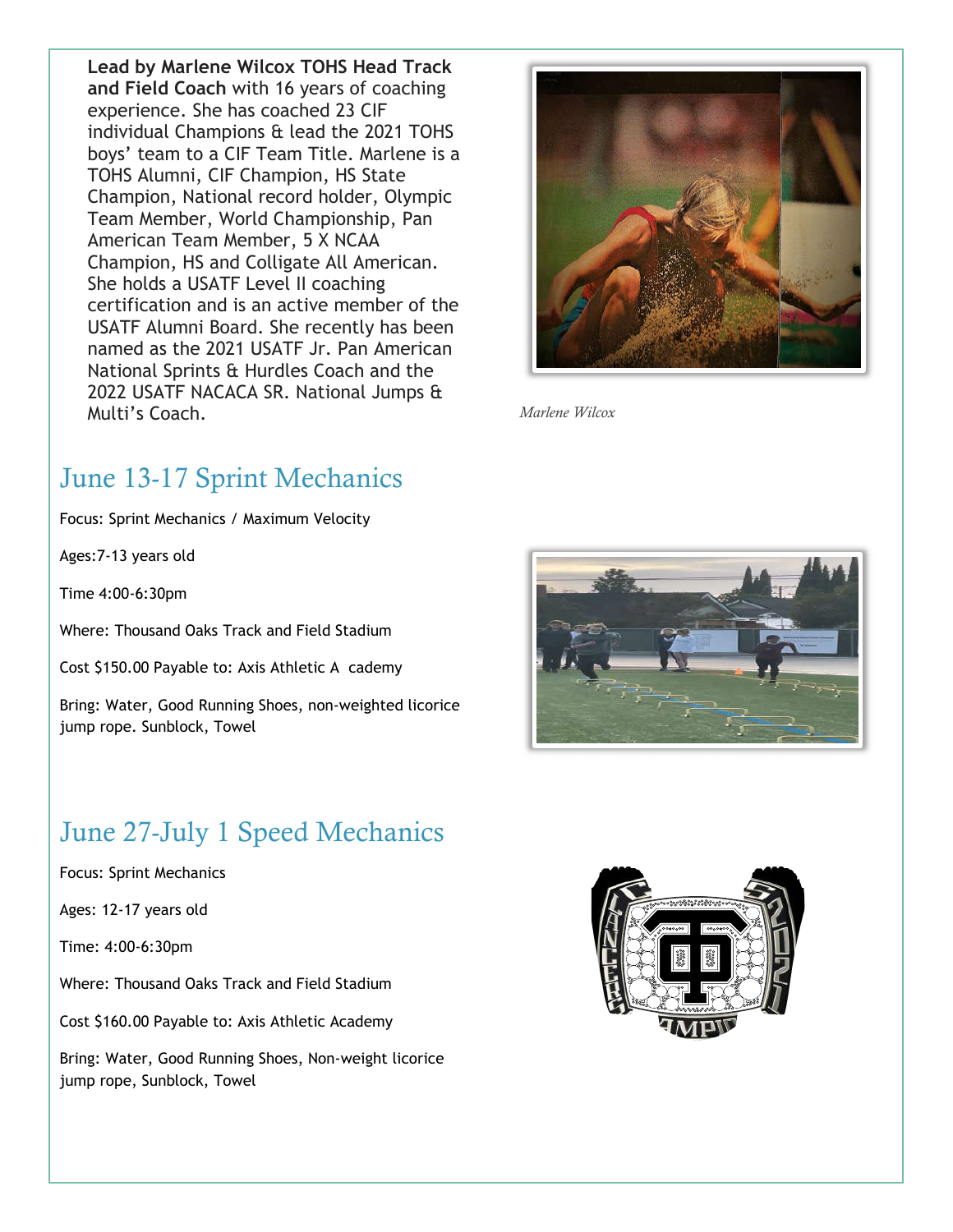**Lead by Marlene Wilcox TOHS Head Track and Field Coach** with 16 years of coaching experience. She has coached 23 CIF individual Champions & lead the 2021 TOHS boys' team to a CIF Team Title. Marlene is a TOHS Alumni, CIF Champion, HS State Champion, National record holder, Olympic Team Member, World Championship, Pan American Team Member, 5 X NCAA Champion, HS and Colligate All American. She holds a USATF Level II coaching certification and is an active member of the USATF Alumni Board. She recently has been named as the 2021 USATF Jr. Pan American National Sprints & Hurdles Coach and the 2022 USATF NACACA SR. National Jumps & Multi's Coach.

*Marlene Wilcox*

## June 13-17 Sprint Mechanics

Focus: Sprint Mechanics / Maximum Velocity

Ages:7-13 years old

Time 4:00-6:30pm

Where: Thousand Oaks Track and Field Stadium

Cost $150.00 Payable to: Axis Athletic A cademy

Bring: Water, Good Running Shoes, non-weighted licorice jump rope. Sunblock, Towel

## June 27-July 1 Speed Mechanics

Focus: Sprint Mechanics

Ages: 12-17 years old

Time: 4:00-6:30pm

Where: Thousand Oaks Track and Field Stadium

Cost $160.00 Payable to: Axis Athletic Academy

Bring: Water, Good Running Shoes, Non-weight licorice jump rope, Sunblock, Towel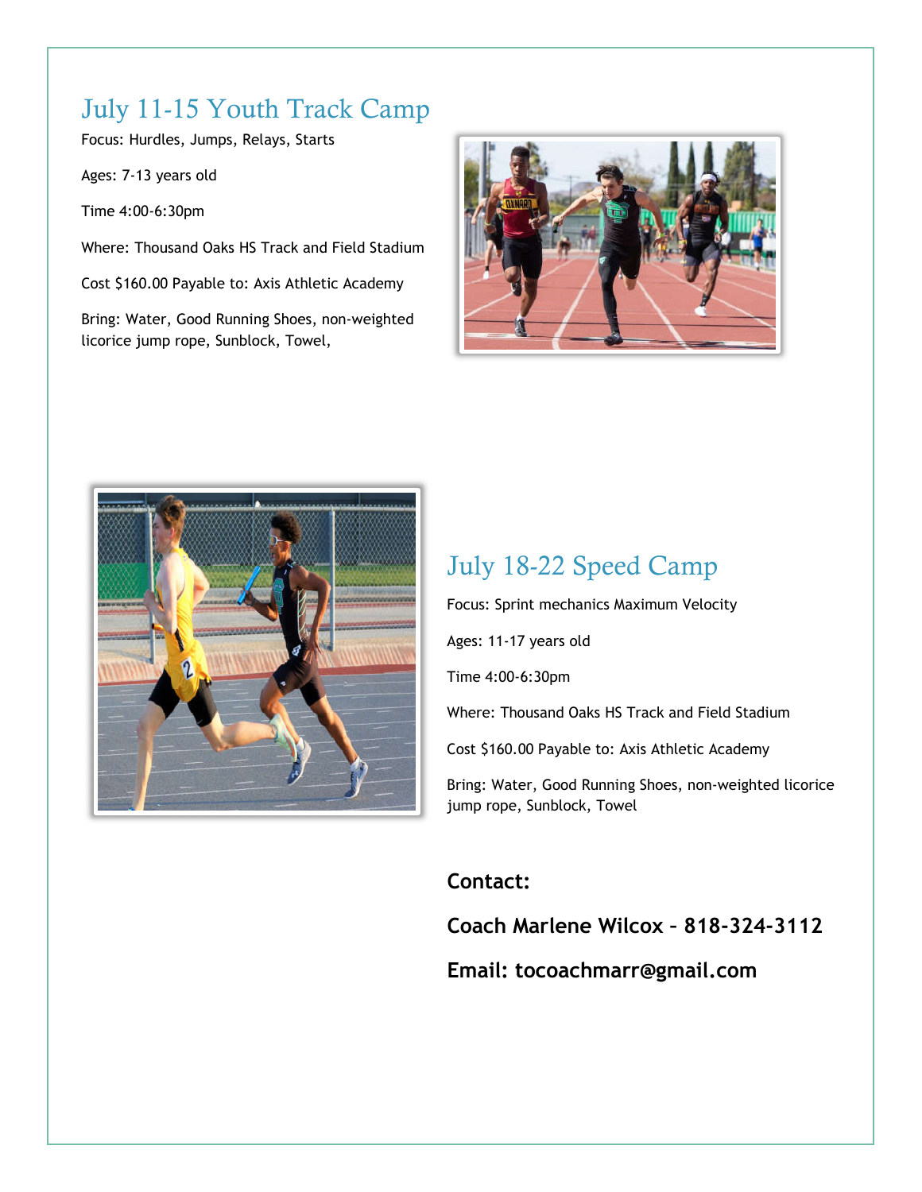## July 11-15 Youth Track Camp

Focus: Hurdles, Jumps, Relays, Starts

Ages: 7-13 years old

Time 4:00-6:30pm

Where: Thousand Oaks HS Track and Field Stadium

Cost $160.00 Payable to: Axis Athletic Academy

Bring: Water, Good Running Shoes, non-weighted licorice jump rope, Sunblock, Towel,

## July 18-22 Speed Camp

Focus: Sprint mechanics Maximum Velocity

Ages: 11-17 years old

Time 4:00-6:30pm

Where: Thousand Oaks HS Track and Field Stadium

Cost $160.00 Payable to: Axis Athletic Academy

Bring: Water, Good Running Shoes, non-weighted licorice jump rope, Sunblock, Towel

**Contact:**

**Coach Marlene Wilcox – 818-324-3112**

**Email: tocoachmarr@gmail.com**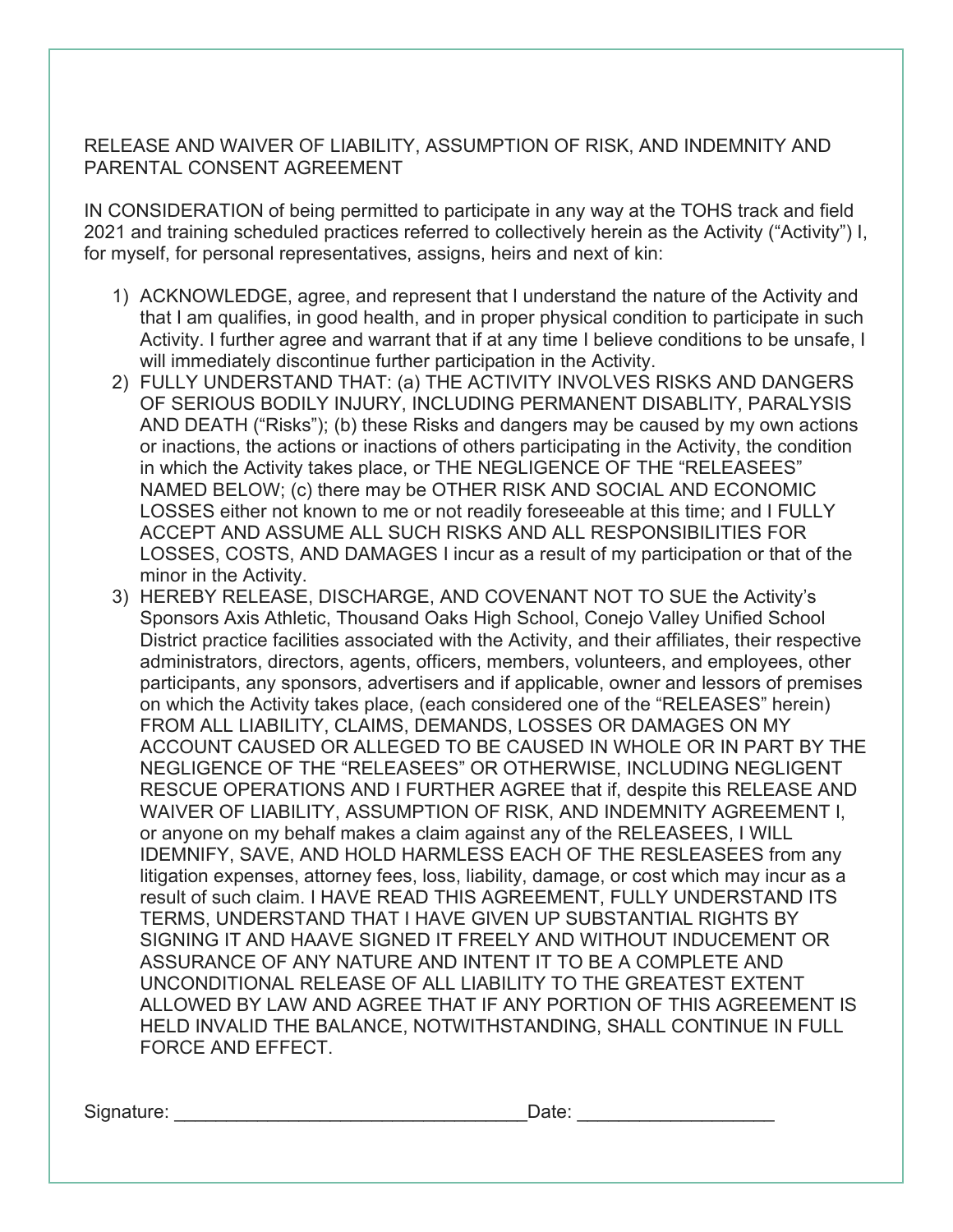RELEASE AND WAIVER OF LIABILITY, ASSUMPTION OF RISK, AND INDEMNITY AND PARENTAL CONSENT AGREEMENT

IN CONSIDERATION of being permitted to participate in any way at the TOHS track and field 2021 and training scheduled practices referred to collectively herein as the Activity ("Activity") I, for myself, for personal representatives, assigns, heirs and next of kin:

1) ACKNOWLEDGE, agree, and represent that I understand the nature of the Activity and that I am qualifies, in good health, and in proper physical condition to participate in such Activity. I further agree and warrant that if at any time I believe conditions to be unsafe, I will immediately discontinue further participation in the Activity.
2) FULLY UNDERSTAND THAT: (a) THE ACTIVITY INVOLVES RISKS AND DANGERS OF SERIOUS BODILY INJURY, INCLUDING PERMANENT DISABLITY, PARALYSIS AND DEATH ("Risks"); (b) these Risks and dangers may be caused by my own actions or inactions, the actions or inactions of others participating in the Activity, the condition in which the Activity takes place, or THE NEGLIGENCE OF THE "RELEASEES" NAMED BELOW; (c) there may be OTHER RISK AND SOCIAL AND ECONOMIC LOSSES either not known to me or not readily foreseeable at this time; and I FULLY ACCEPT AND ASSUME ALL SUCH RISKS AND ALL RESPONSIBILITIES FOR LOSSES, COSTS, AND DAMAGES I incur as a result of my participation or that of the minor in the Activity.
3) HEREBY RELEASE, DISCHARGE, AND COVENANT NOT TO SUE the Activity's Sponsors Axis Athletic, Thousand Oaks High School, Conejo Valley Unified School District practice facilities associated with the Activity, and their affiliates, their respective administrators, directors, agents, officers, members, volunteers, and employees, other participants, any sponsors, advertisers and if applicable, owner and lessors of premises on which the Activity takes place, (each considered one of the "RELEASES" herein) FROM ALL LIABILITY, CLAIMS, DEMANDS, LOSSES OR DAMAGES ON MY ACCOUNT CAUSED OR ALLEGED TO BE CAUSED IN WHOLE OR IN PART BY THE NEGLIGENCE OF THE "RELEASEES" OR OTHERWISE, INCLUDING NEGLIGENT RESCUE OPERATIONS AND I FURTHER AGREE that if, despite this RELEASE AND WAIVER OF LIABILITY, ASSUMPTION OF RISK, AND INDEMNITY AGREEMENT I, or anyone on my behalf makes a claim against any of the RELEASEES, I WILL IDEMNIFY, SAVE, AND HOLD HARMLESS EACH OF THE RESLEASEES from any litigation expenses, attorney fees, loss, liability, damage, or cost which may incur as a result of such claim. I HAVE READ THIS AGREEMENT, FULLY UNDERSTAND ITS TERMS, UNDERSTAND THAT I HAVE GIVEN UP SUBSTANTIAL RIGHTS BY SIGNING IT AND HAAVE SIGNED IT FREELY AND WITHOUT INDUCEMENT OR ASSURANCE OF ANY NATURE AND INTENT IT TO BE A COMPLETE AND UNCONDITIONAL RELEASE OF ALL LIABILITY TO THE GREATEST EXTENT ALLOWED BY LAW AND AGREE THAT IF ANY PORTION OF THIS AGREEMENT IS HELD INVALID THE BALANCE, NOTWITHSTANDING, SHALL CONTINUE IN FULL FORCE AND EFFECT.

Signature: ___________________________________ Date: ____________________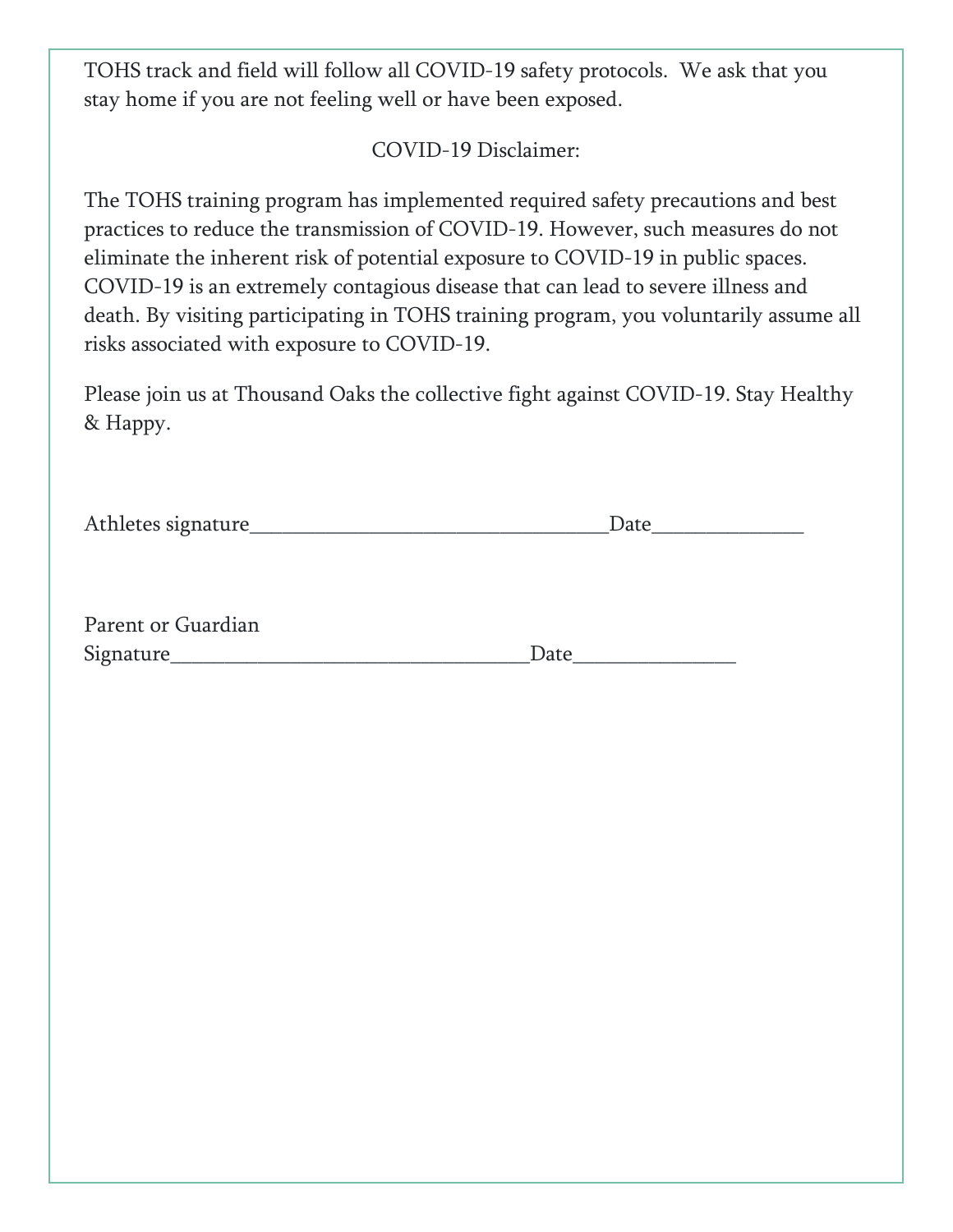TOHS track and field will follow all COVID-19 safety protocols. We ask that you stay home if you are not feeling well or have been exposed.

COVID-19 Disclaimer:

The TOHS training program has implemented required safety precautions and best practices to reduce the transmission of COVID-19. However, such measures do not eliminate the inherent risk of potential exposure to COVID-19 in public spaces. COVID-19 is an extremely contagious disease that can lead to severe illness and death. By visiting participating in TOHS training program, you voluntarily assume all risks associated with exposure to COVID-19.

Please join us at Thousand Oaks the collective fight against COVID-19. Stay Healthy & Happy.

Athletes signature__________________________________Date______________

Parent or Guardian
Signature__________________________________Date_______________